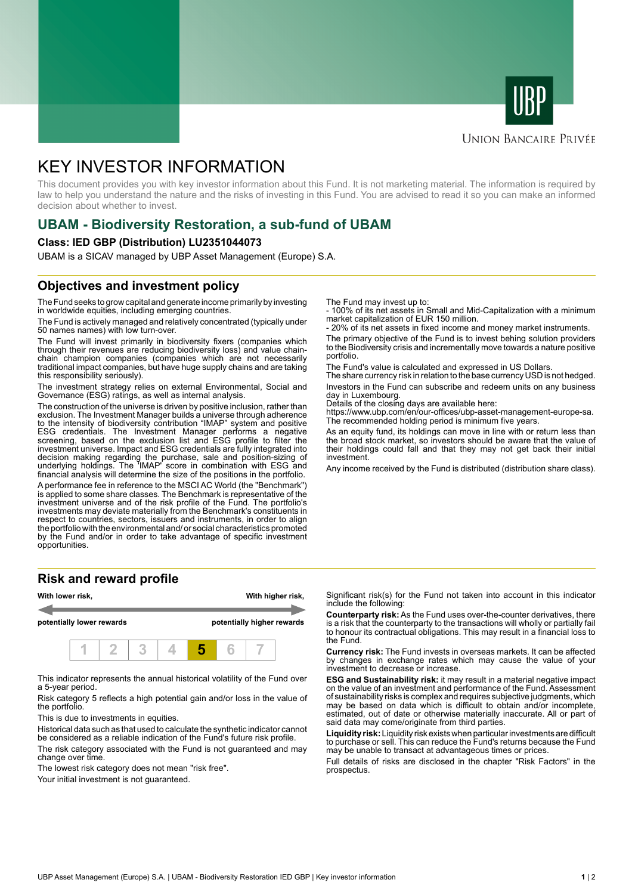Union Bancaire Privée

# KEY INVESTOR INFORMATION

This document provides you with key investor information about this Fund. It is not marketing material. The information is required by law to help you understand the nature and the risks of investing in this Fund. You are advised to read it so you can make an informed decision about whether to invest.

## UBAM - Biodiversity Restoration, a sub-fund of UBAM

**Class: IED GBP (Distribution) LU2351044073**

UBAM is a SICAV managed by UBP Asset Management (Europe) S.A.

## Objectives and investment policy

The Fund seeks to grow capital and generate income primarily by investing in worldwide equities, including emerging countries.

The Fund is actively managed and relatively concentrated (typically under 50 names names) with low turn-over.

The Fund will invest primarily in biodiversity fixers (companies which through their revenues are reducing biodiversity loss) and value chain-chain champion companies (companies which are not necessarily traditional impact companies, but have huge supply chains and are taking this responsibility seriously).

The investment strategy relies on external Environmental, Social and Governance (ESG) ratings, as well as internal analysis.

The construction of the universe is driven by positive inclusion, rather than exclusion. The Investment Manager builds a universe through adherence to the intensity of biodiversity contribution "IMAP" system and positive ESG credentials. The Investment Manager performs a negative screening, based on the exclusion list and ESG profile to filter the investment universe. Impact and ESG credentials are fully integrated into decision making regarding the purchase, sale and position-sizing of underlying holdings. The 'IMAP' score in combination with ESG and financial analysis will determine the size of the positions in the portfolio.

A performance fee in reference to the MSCI AC World (the "Benchmark") is applied to some share classes. The Benchmark is representative of the investment universe and of the risk profile of the Fund. The portfolio's investments may deviate materially from the Benchmark's constituents in respect to countries, sectors, issuers and instruments, in order to align the portfolio with the environmental and/ or social characteristics promoted by the Fund and/or in order to take advantage of specific investment opportunities.

The Fund may invest up to:
- 100% of its net assets in Small and Mid-Capitalization with a minimum market capitalization of EUR 150 million.
- 20% of its net assets in fixed income and money market instruments.

The primary objective of the Fund is to invest behing solution providers to the Biodiversity crisis and incrementally move towards a nature positive portfolio.

The Fund's value is calculated and expressed in US Dollars.
The share currency risk in relation to the base currency USD is not hedged.

Investors in the Fund can subscribe and redeem units on any business day in Luxembourg.
Details of the closing days are available here:
https://www.ubp.com/en/our-offices/ubp-asset-management-europe-sa.
The recommended holding period is minimum five years.

As an equity fund, its holdings can move in line with or return less than the broad stock market, so investors should be aware that the value of their holdings could fall and that they may not get back their initial investment.

Any income received by the Fund is distributed (distribution share class).

## Risk and reward profile

| With lower risk, potentially lower rewards | | | | | | With higher risk, potentially higher rewards |
|---|---|---|---|---|---|---|
| 1 | 2 | 3 | 4 | **5** | 6 | 7 |

This indicator represents the annual historical volatility of the Fund over a 5-year period.

Risk category 5 reflects a high potential gain and/or loss in the value of the portfolio.

This is due to investments in equities.

Historical data such as that used to calculate the synthetic indicator cannot be considered as a reliable indication of the Fund's future risk profile.

The risk category associated with the Fund is not guaranteed and may change over time.

The lowest risk category does not mean "risk free".

Your initial investment is not guaranteed.

Significant risk(s) for the Fund not taken into account in this indicator include the following:

**Counterparty risk:** As the Fund uses over-the-counter derivatives, there is a risk that the counterparty to the transactions will wholly or partially fail to honour its contractual obligations. This may result in a financial loss to the Fund.

**Currency risk:** The Fund invests in overseas markets. It can be affected by changes in exchange rates which may cause the value of your investment to decrease or increase.

**ESG and Sustainability risk:** it may result in a material negative impact on the value of an investment and performance of the Fund. Assessment of sustainability risks is complex and requires subjective judgments, which may be based on data which is difficult to obtain and/or incomplete, estimated, out of date or otherwise materially inaccurate. All or part of said data may come/originate from third parties.

**Liquidity risk:** Liquidity risk exists when particular investments are difficult to purchase or sell. This can reduce the Fund's returns because the Fund may be unable to transact at advantageous times or prices.

Full details of risks are disclosed in the chapter "Risk Factors" in the prospectus.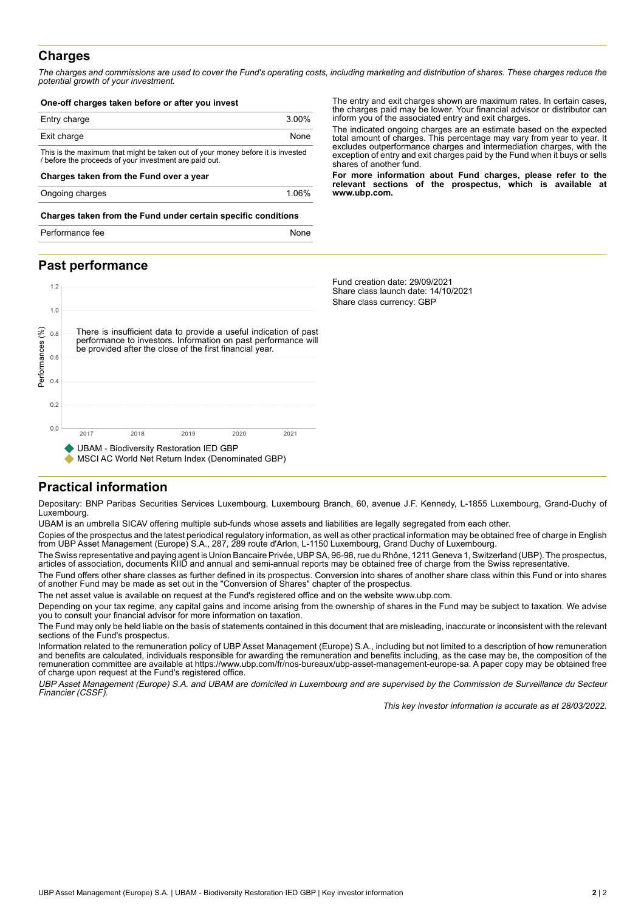## Charges

*The charges and commissions are used to cover the Fund's operating costs, including marketing and distribution of shares. These charges reduce the potential growth of your investment.*

| One-off charges taken before or after you invest | |
|---|---|
| Entry charge | 3.00% |
| Exit charge | None |

This is the maximum that might be taken out of your money before it is invested / before the proceeds of your investment are paid out.

| Charges taken from the Fund over a year | |
|---|---|
| Ongoing charges | 1.06% |

| Charges taken from the Fund under certain specific conditions | |
|---|---|
| Performance fee | None |

The entry and exit charges shown are maximum rates. In certain cases, the charges paid may be lower. Your financial advisor or distributor can inform you of the associated entry and exit charges.

The indicated ongoing charges are an estimate based on the expected total amount of charges. This percentage may vary from year to year. It excludes outperformance charges and intermediation charges, with the exception of entry and exit charges paid by the Fund when it buys or sells shares of another fund.

**For more information about Fund charges, please refer to the relevant sections of the prospectus, which is available at www.ubp.com.**

## Past performance

Performances (%)
1.2
1.0
0.8
0.6
0.4
0.2
0.0
2017
2018
2019
2020
2021

There is insufficient data to provide a useful indication of past performance to investors. Information on past performance will be provided after the close of the first financial year.

UBAM - Biodiversity Restoration IED GBP
MSCI AC World Net Return Index (Denominated GBP)

Fund creation date: 29/09/2021
Share class launch date: 14/10/2021
Share class currency: GBP

## Practical information

Depositary: BNP Paribas Securities Services Luxembourg, Luxembourg Branch, 60, avenue J.F. Kennedy, L-1855 Luxembourg, Grand-Duchy of Luxembourg.

UBAM is an umbrella SICAV offering multiple sub-funds whose assets and liabilities are legally segregated from each other.

Copies of the prospectus and the latest periodical regulatory information, as well as other practical information may be obtained free of charge in English from UBP Asset Management (Europe) S.A., 287, 289 route d'Arlon, L-1150 Luxembourg, Grand Duchy of Luxembourg.

The Swiss representative and paying agent is Union Bancaire Privée, UBP SA, 96-98, rue du Rhône, 1211 Geneva 1, Switzerland (UBP). The prospectus, articles of association, documents KIID and annual and semi-annual reports may be obtained free of charge from the Swiss representative.

The Fund offers other share classes as further defined in its prospectus. Conversion into shares of another share class within this Fund or into shares of another Fund may be made as set out in the "Conversion of Shares" chapter of the prospectus.

The net asset value is available on request at the Fund's registered office and on the website www.ubp.com.

Depending on your tax regime, any capital gains and income arising from the ownership of shares in the Fund may be subject to taxation. We advise you to consult your financial advisor for more information on taxation.

The Fund may only be held liable on the basis of statements contained in this document that are misleading, inaccurate or inconsistent with the relevant sections of the Fund's prospectus.

Information related to the remuneration policy of UBP Asset Management (Europe) S.A., including but not limited to a description of how remuneration and benefits are calculated, individuals responsible for awarding the remuneration and benefits including, as the case may be, the composition of the remuneration committee are available at https://www.ubp.com/fr/nos-bureaux/ubp-asset-management-europe-sa. A paper copy may be obtained free of charge upon request at the Fund's registered office.

*UBP Asset Management (Europe) S.A. and UBAM are domiciled in Luxembourg and are supervised by the Commission de Surveillance du Secteur Financier (CSSF).*

*This key investor information is accurate as at 28/03/2022.*